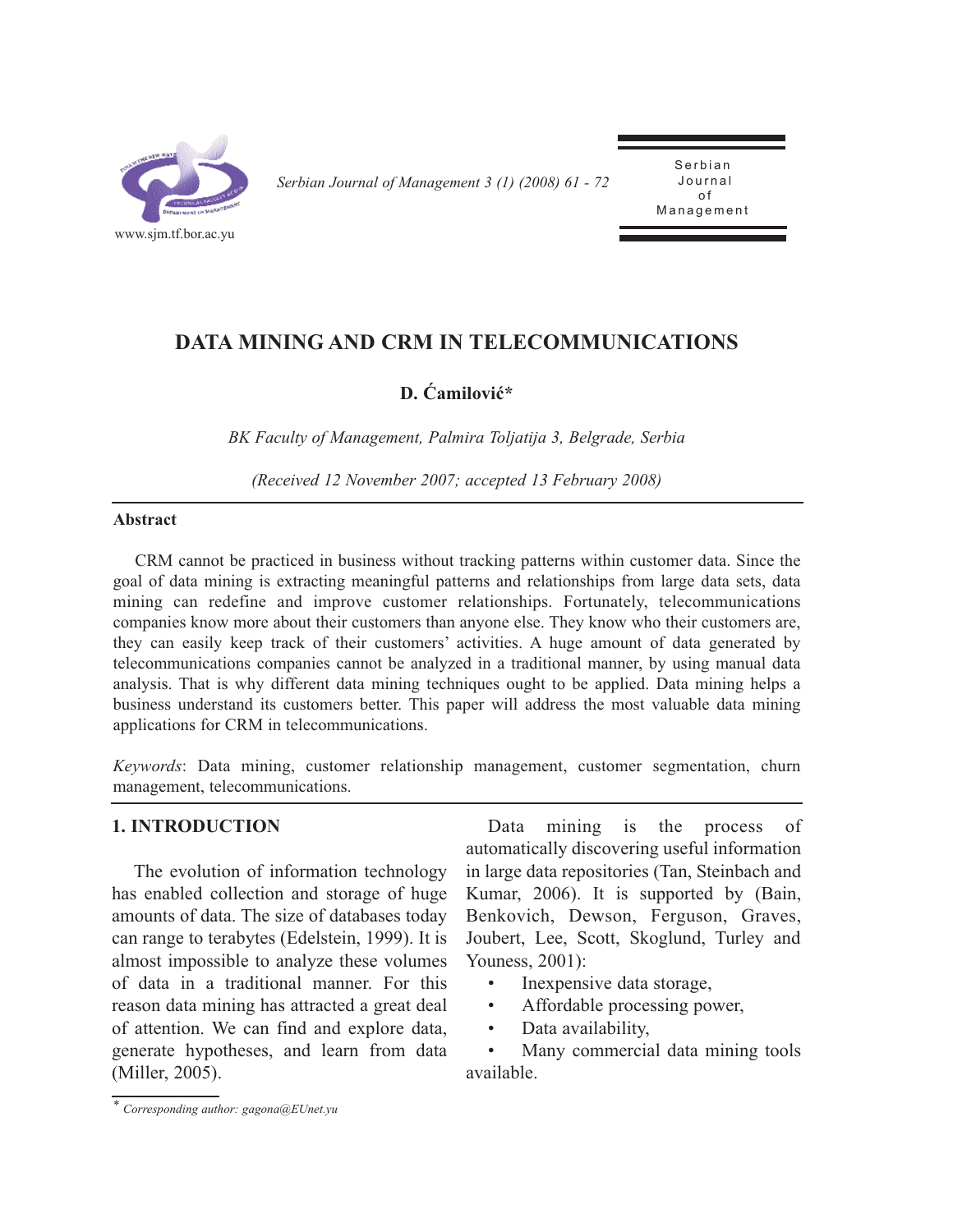# DATA MINING AND CRM IN TELECOMMUNICATIONS

**D. Ćamilović***

*BK Faculty of Management, Palmira Toljatija 3, Belgrade, Serbia*

*(Received 12 November 2007; accepted 13 February 2008)*

---

**Abstract**

CRM cannot be practiced in business without tracking patterns within customer data. Since the goal of data mining is extracting meaningful patterns and relationships from large data sets, data mining can redefine and improve customer relationships. Fortunately, telecommunications companies know more about their customers than anyone else. They know who their customers are, they can easily keep track of their customers' activities. A huge amount of data generated by telecommunications companies cannot be analyzed in a traditional manner, by using manual data analysis. That is why different data mining techniques ought to be applied. Data mining helps a business understand its customers better. This paper will address the most valuable data mining applications for CRM in telecommunications.

*Keywords*: Data mining, customer relationship management, customer segmentation, churn management, telecommunications.

---

## 1. INTRODUCTION

The evolution of information technology has enabled collection and storage of huge amounts of data. The size of databases today can range to terabytes (Edelstein, 1999). It is almost impossible to analyze these volumes of data in a traditional manner. For this reason data mining has attracted a great deal of attention. We can find and explore data, generate hypotheses, and learn from data (Miller, 2005).

Data mining is the process of automatically discovering useful information in large data repositories (Tan, Steinbach and Kumar, 2006). It is supported by (Bain, Benkovich, Dewson, Ferguson, Graves, Joubert, Lee, Scott, Skoglund, Turley and Youness, 2001):

- Inexpensive data storage,
- Affordable processing power,
- Data availability,
- Many commercial data mining tools available.

---

\* *Corresponding author: gagona@EUnet.yu*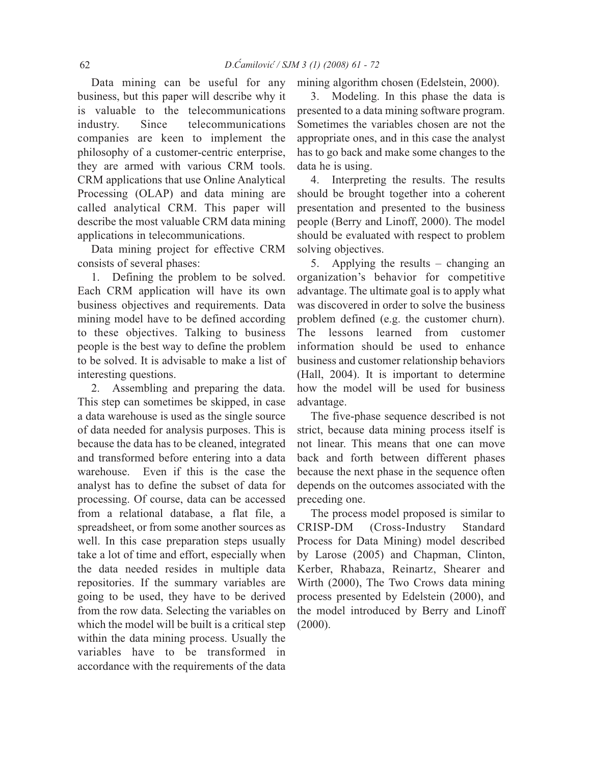Data mining can be useful for any business, but this paper will describe why it is valuable to the telecommunications industry. Since telecommunications companies are keen to implement the philosophy of a customer-centric enterprise, they are armed with various CRM tools. CRM applications that use Online Analytical Processing (OLAP) and data mining are called analytical CRM. This paper will describe the most valuable CRM data mining applications in telecommunications.

Data mining project for effective CRM consists of several phases:

1. Defining the problem to be solved. Each CRM application will have its own business objectives and requirements. Data mining model have to be defined according to these objectives. Talking to business people is the best way to define the problem to be solved. It is advisable to make a list of interesting questions.

2. Assembling and preparing the data. This step can sometimes be skipped, in case a data warehouse is used as the single source of data needed for analysis purposes. This is because the data has to be cleaned, integrated and transformed before entering into a data warehouse. Even if this is the case the analyst has to define the subset of data for processing. Of course, data can be accessed from a relational database, a flat file, a spreadsheet, or from some another sources as well. In this case preparation steps usually take a lot of time and effort, especially when the data needed resides in multiple data repositories. If the summary variables are going to be used, they have to be derived from the row data. Selecting the variables on which the model will be built is a critical step within the data mining process. Usually the variables have to be transformed in accordance with the requirements of the data mining algorithm chosen (Edelstein, 2000).

3. Modeling. In this phase the data is presented to a data mining software program. Sometimes the variables chosen are not the appropriate ones, and in this case the analyst has to go back and make some changes to the data he is using.

4. Interpreting the results. The results should be brought together into a coherent presentation and presented to the business people (Berry and Linoff, 2000). The model should be evaluated with respect to problem solving objectives.

5. Applying the results – changing an organization's behavior for competitive advantage. The ultimate goal is to apply what was discovered in order to solve the business problem defined (e.g. the customer churn). The lessons learned from customer information should be used to enhance business and customer relationship behaviors (Hall, 2004). It is important to determine how the model will be used for business advantage.

The five-phase sequence described is not strict, because data mining process itself is not linear. This means that one can move back and forth between different phases because the next phase in the sequence often depends on the outcomes associated with the preceding one.

The process model proposed is similar to CRISP-DM (Cross-Industry Standard Process for Data Mining) model described by Larose (2005) and Chapman, Clinton, Kerber, Rhabaza, Reinartz, Shearer and Wirth (2000), The Two Crows data mining process presented by Edelstein (2000), and the model introduced by Berry and Linoff (2000).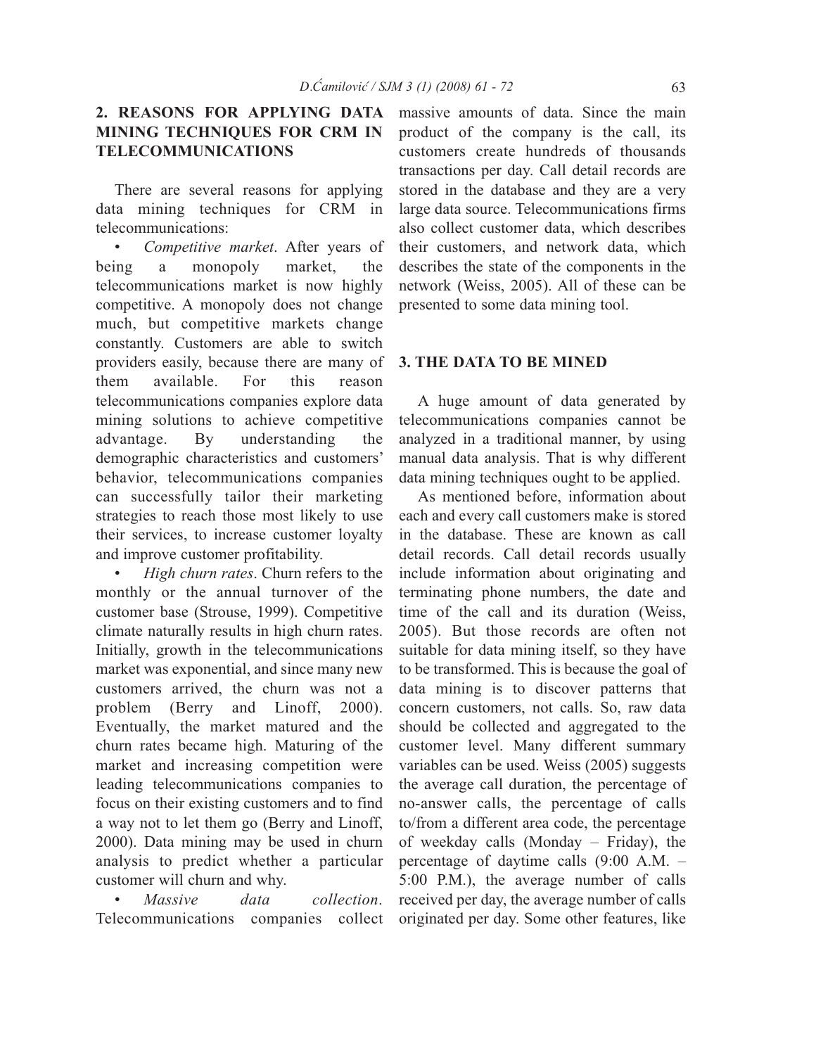## 2. REASONS FOR APPLYING DATA MINING TECHNIQUES FOR CRM IN TELECOMMUNICATIONS

There are several reasons for applying data mining techniques for CRM in telecommunications:

- *Competitive market*. After years of being a monopoly market, the telecommunications market is now highly competitive. A monopoly does not change much, but competitive markets change constantly. Customers are able to switch providers easily, because there are many of them available. For this reason telecommunications companies explore data mining solutions to achieve competitive advantage. By understanding the demographic characteristics and customers' behavior, telecommunications companies can successfully tailor their marketing strategies to reach those most likely to use their services, to increase customer loyalty and improve customer profitability.
- *High churn rates*. Churn refers to the monthly or the annual turnover of the customer base (Strouse, 1999). Competitive climate naturally results in high churn rates. Initially, growth in the telecommunications market was exponential, and since many new customers arrived, the churn was not a problem (Berry and Linoff, 2000). Eventually, the market matured and the churn rates became high. Maturing of the market and increasing competition were leading telecommunications companies to focus on their existing customers and to find a way not to let them go (Berry and Linoff, 2000). Data mining may be used in churn analysis to predict whether a particular customer will churn and why.
- *Massive data collection*. Telecommunications companies collect massive amounts of data. Since the main product of the company is the call, its customers create hundreds of thousands transactions per day. Call detail records are stored in the database and they are a very large data source. Telecommunications firms also collect customer data, which describes their customers, and network data, which describes the state of the components in the network (Weiss, 2005). All of these can be presented to some data mining tool.

## 3. THE DATA TO BE MINED

A huge amount of data generated by telecommunications companies cannot be analyzed in a traditional manner, by using manual data analysis. That is why different data mining techniques ought to be applied.

As mentioned before, information about each and every call customers make is stored in the database. These are known as call detail records. Call detail records usually include information about originating and terminating phone numbers, the date and time of the call and its duration (Weiss, 2005). But those records are often not suitable for data mining itself, so they have to be transformed. This is because the goal of data mining is to discover patterns that concern customers, not calls. So, raw data should be collected and aggregated to the customer level. Many different summary variables can be used. Weiss (2005) suggests the average call duration, the percentage of no-answer calls, the percentage of calls to/from a different area code, the percentage of weekday calls (Monday – Friday), the percentage of daytime calls (9:00 A.M. – 5:00 P.M.), the average number of calls received per day, the average number of calls originated per day. Some other features, like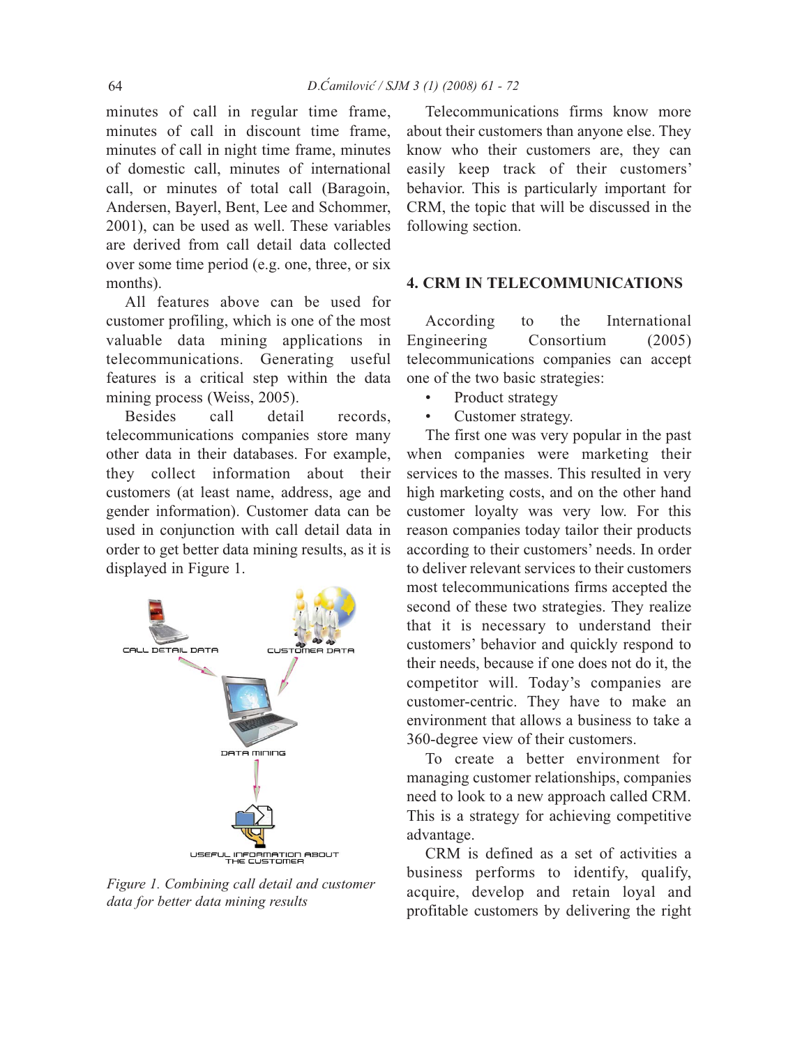minutes of call in regular time frame, minutes of call in discount time frame, minutes of call in night time frame, minutes of domestic call, minutes of international call, or minutes of total call (Baragoin, Andersen, Bayerl, Bent, Lee and Schommer, 2001), can be used as well. These variables are derived from call detail data collected over some time period (e.g. one, three, or six months).

All features above can be used for customer profiling, which is one of the most valuable data mining applications in telecommunications. Generating useful features is a critical step within the data mining process (Weiss, 2005).

Besides call detail records, telecommunications companies store many other data in their databases. For example, they collect information about their customers (at least name, address, age and gender information). Customer data can be used in conjunction with call detail data in order to get better data mining results, as it is displayed in Figure 1.

*Figure 1. Combining call detail and customer data for better data mining results*

Telecommunications firms know more about their customers than anyone else. They know who their customers are, they can easily keep track of their customers' behavior. This is particularly important for CRM, the topic that will be discussed in the following section.

## 4. CRM IN TELECOMMUNICATIONS

According to the International Engineering Consortium (2005) telecommunications companies can accept one of the two basic strategies:

- Product strategy
- Customer strategy.

The first one was very popular in the past when companies were marketing their services to the masses. This resulted in very high marketing costs, and on the other hand customer loyalty was very low. For this reason companies today tailor their products according to their customers' needs. In order to deliver relevant services to their customers most telecommunications firms accepted the second of these two strategies. They realize that it is necessary to understand their customers' behavior and quickly respond to their needs, because if one does not do it, the competitor will. Today's companies are customer-centric. They have to make an environment that allows a business to take a 360-degree view of their customers.

To create a better environment for managing customer relationships, companies need to look to a new approach called CRM. This is a strategy for achieving competitive advantage.

CRM is defined as a set of activities a business performs to identify, qualify, acquire, develop and retain loyal and profitable customers by delivering the right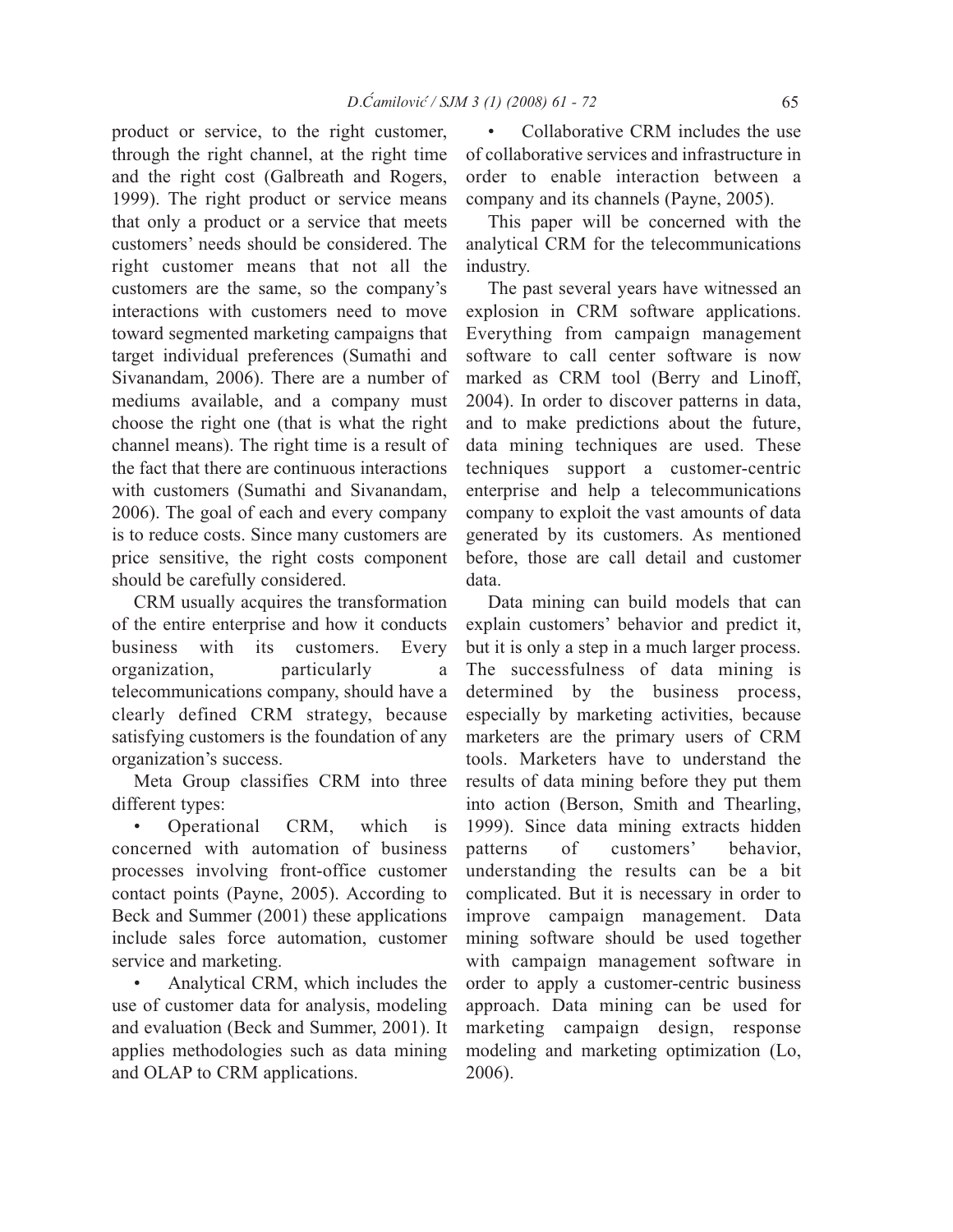product or service, to the right customer, through the right channel, at the right time and the right cost (Galbreath and Rogers, 1999). The right product or service means that only a product or a service that meets customers' needs should be considered. The right customer means that not all the customers are the same, so the company's interactions with customers need to move toward segmented marketing campaigns that target individual preferences (Sumathi and Sivanandam, 2006). There are a number of mediums available, and a company must choose the right one (that is what the right channel means). The right time is a result of the fact that there are continuous interactions with customers (Sumathi and Sivanandam, 2006). The goal of each and every company is to reduce costs. Since many customers are price sensitive, the right costs component should be carefully considered.

CRM usually acquires the transformation of the entire enterprise and how it conducts business with its customers. Every organization, particularly a telecommunications company, should have a clearly defined CRM strategy, because satisfying customers is the foundation of any organization's success.

Meta Group classifies CRM into three different types:

- Operational CRM, which is concerned with automation of business processes involving front-office customer contact points (Payne, 2005). According to Beck and Summer (2001) these applications include sales force automation, customer service and marketing.
- Analytical CRM, which includes the use of customer data for analysis, modeling and evaluation (Beck and Summer, 2001). It applies methodologies such as data mining and OLAP to CRM applications.
- Collaborative CRM includes the use of collaborative services and infrastructure in order to enable interaction between a company and its channels (Payne, 2005).

This paper will be concerned with the analytical CRM for the telecommunications industry.

The past several years have witnessed an explosion in CRM software applications. Everything from campaign management software to call center software is now marked as CRM tool (Berry and Linoff, 2004). In order to discover patterns in data, and to make predictions about the future, data mining techniques are used. These techniques support a customer-centric enterprise and help a telecommunications company to exploit the vast amounts of data generated by its customers. As mentioned before, those are call detail and customer data.

Data mining can build models that can explain customers' behavior and predict it, but it is only a step in a much larger process. The successfulness of data mining is determined by the business process, especially by marketing activities, because marketers are the primary users of CRM tools. Marketers have to understand the results of data mining before they put them into action (Berson, Smith and Thearling, 1999). Since data mining extracts hidden patterns of customers' behavior, understanding the results can be a bit complicated. But it is necessary in order to improve campaign management. Data mining software should be used together with campaign management software in order to apply a customer-centric business approach. Data mining can be used for marketing campaign design, response modeling and marketing optimization (Lo, 2006).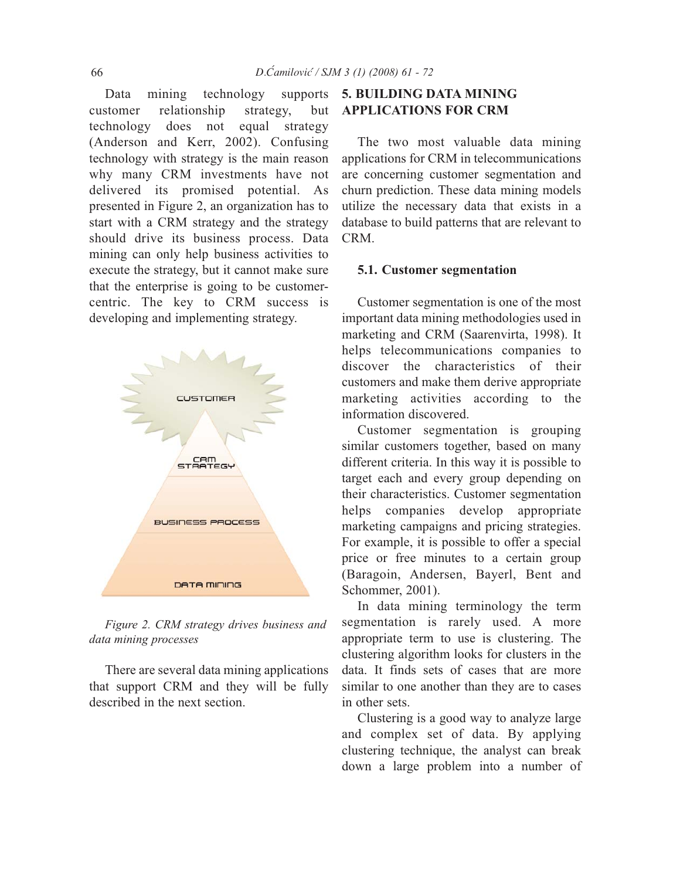Data mining technology supports customer relationship strategy, but technology does not equal strategy (Anderson and Kerr, 2002). Confusing technology with strategy is the main reason why many CRM investments have not delivered its promised potential. As presented in Figure 2, an organization has to start with a CRM strategy and the strategy should drive its business process. Data mining can only help business activities to execute the strategy, but it cannot make sure that the enterprise is going to be customer-centric. The key to CRM success is developing and implementing strategy.

*Figure 2. CRM strategy drives business and data mining processes*

There are several data mining applications that support CRM and they will be fully described in the next section.

## 5. BUILDING DATA MINING APPLICATIONS FOR CRM

The two most valuable data mining applications for CRM in telecommunications are concerning customer segmentation and churn prediction. These data mining models utilize the necessary data that exists in a database to build patterns that are relevant to CRM.

### 5.1. Customer segmentation

Customer segmentation is one of the most important data mining methodologies used in marketing and CRM (Saarenvirta, 1998). It helps telecommunications companies to discover the characteristics of their customers and make them derive appropriate marketing activities according to the information discovered.

Customer segmentation is grouping similar customers together, based on many different criteria. In this way it is possible to target each and every group depending on their characteristics. Customer segmentation helps companies develop appropriate marketing campaigns and pricing strategies. For example, it is possible to offer a special price or free minutes to a certain group (Baragoin, Andersen, Bayerl, Bent and Schommer, 2001).

In data mining terminology the term segmentation is rarely used. A more appropriate term to use is clustering. The clustering algorithm looks for clusters in the data. It finds sets of cases that are more similar to one another than they are to cases in other sets.

Clustering is a good way to analyze large and complex set of data. By applying clustering technique, the analyst can break down a large problem into a number of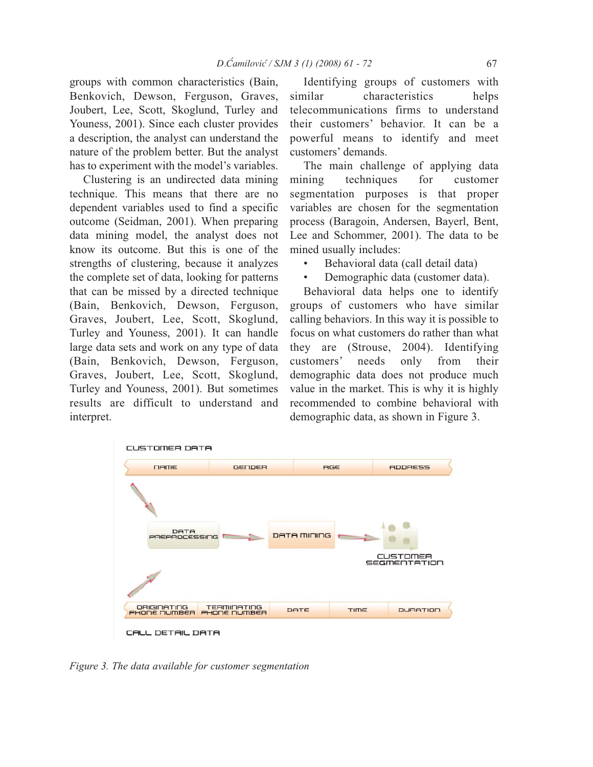groups with common characteristics (Bain, Benkovich, Dewson, Ferguson, Graves, Joubert, Lee, Scott, Skoglund, Turley and Youness, 2001). Since each cluster provides a description, the analyst can understand the nature of the problem better. But the analyst has to experiment with the model's variables.

Clustering is an undirected data mining technique. This means that there are no dependent variables used to find a specific outcome (Seidman, 2001). When preparing data mining model, the analyst does not know its outcome. But this is one of the strengths of clustering, because it analyzes the complete set of data, looking for patterns that can be missed by a directed technique (Bain, Benkovich, Dewson, Ferguson, Graves, Joubert, Lee, Scott, Skoglund, Turley and Youness, 2001). It can handle large data sets and work on any type of data (Bain, Benkovich, Dewson, Ferguson, Graves, Joubert, Lee, Scott, Skoglund, Turley and Youness, 2001). But sometimes results are difficult to understand and interpret.

Identifying groups of customers with similar characteristics helps telecommunications firms to understand their customers' behavior. It can be a powerful means to identify and meet customers' demands.

The main challenge of applying data mining techniques for customer segmentation purposes is that proper variables are chosen for the segmentation process (Baragoin, Andersen, Bayerl, Bent, Lee and Schommer, 2001). The data to be mined usually includes:

- Behavioral data (call detail data)
- Demographic data (customer data).

Behavioral data helps one to identify groups of customers who have similar calling behaviors. In this way it is possible to focus on what customers do rather than what they are (Strouse, 2004). Identifying customers' needs only from their demographic data does not produce much value in the market. This is why it is highly recommended to combine behavioral with demographic data, as shown in Figure 3.

CUSTOMER DATA

NAME | GENDER | AGE | ADDRESS

DATA PREPROCESSING → DATA MINING → CUSTOMER SEGMENTATION

ORIGINATING PHONE NUMBER | TERMINATING PHONE NUMBER | DATE | TIME | DURATION

CALL DETAIL DATA

*Figure 3. The data available for customer segmentation*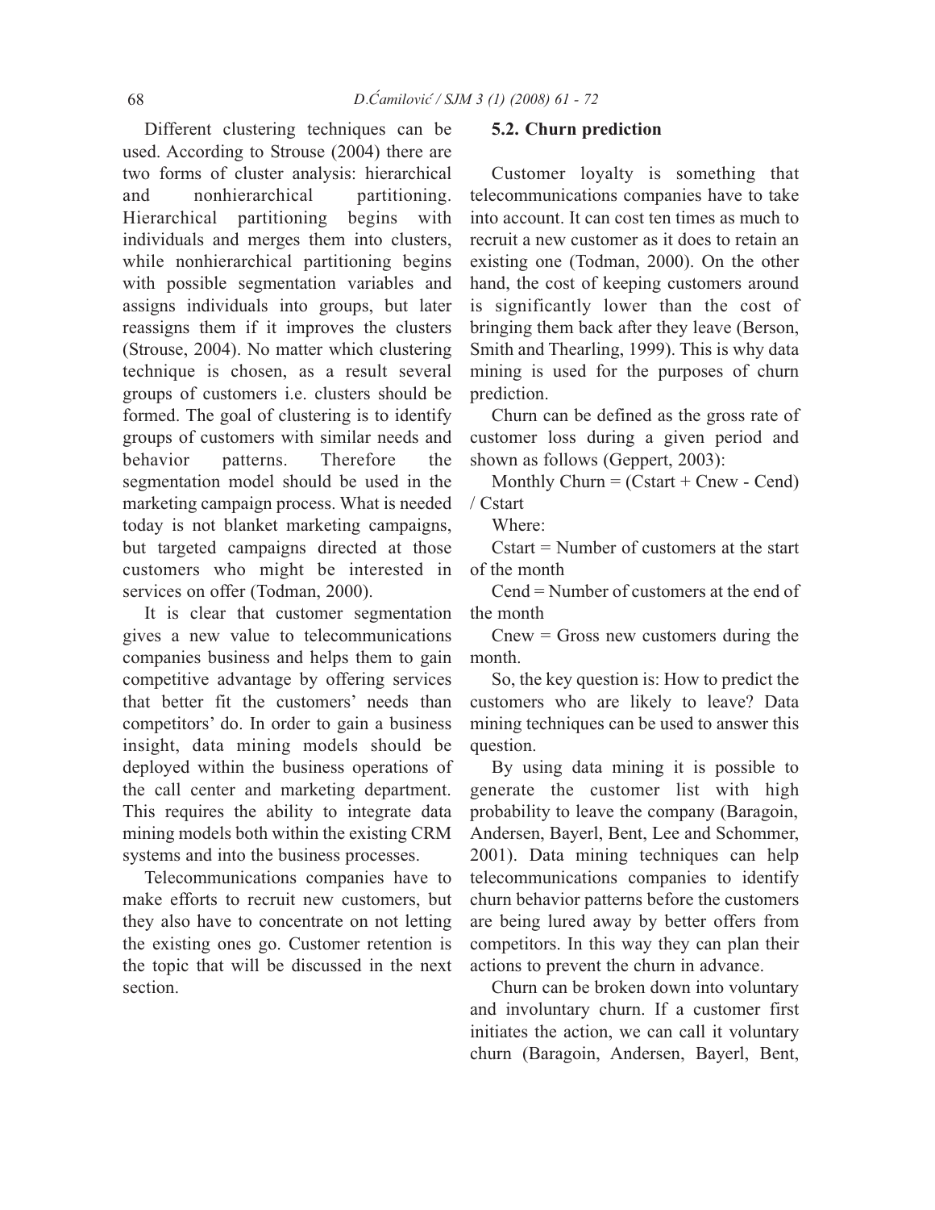Different clustering techniques can be used. According to Strouse (2004) there are two forms of cluster analysis: hierarchical and nonhierarchical partitioning. Hierarchical partitioning begins with individuals and merges them into clusters, while nonhierarchical partitioning begins with possible segmentation variables and assigns individuals into groups, but later reassigns them if it improves the clusters (Strouse, 2004). No matter which clustering technique is chosen, as a result several groups of customers i.e. clusters should be formed. The goal of clustering is to identify groups of customers with similar needs and behavior patterns. Therefore the segmentation model should be used in the marketing campaign process. What is needed today is not blanket marketing campaigns, but targeted campaigns directed at those customers who might be interested in services on offer (Todman, 2000).

It is clear that customer segmentation gives a new value to telecommunications companies business and helps them to gain competitive advantage by offering services that better fit the customers' needs than competitors' do. In order to gain a business insight, data mining models should be deployed within the business operations of the call center and marketing department. This requires the ability to integrate data mining models both within the existing CRM systems and into the business processes.

Telecommunications companies have to make efforts to recruit new customers, but they also have to concentrate on not letting the existing ones go. Customer retention is the topic that will be discussed in the next section.

### 5.2. Churn prediction

Customer loyalty is something that telecommunications companies have to take into account. It can cost ten times as much to recruit a new customer as it does to retain an existing one (Todman, 2000). On the other hand, the cost of keeping customers around is significantly lower than the cost of bringing them back after they leave (Berson, Smith and Thearling, 1999). This is why data mining is used for the purposes of churn prediction.

Churn can be defined as the gross rate of customer loss during a given period and shown as follows (Geppert, 2003):

$$\text{Monthly Churn} = (C_{start} + C_{new} - C_{end}) / C_{start}$$

Where:

$C_{start}$ = Number of customers at the start of the month

$C_{end}$ = Number of customers at the end of the month

$C_{new}$ = Gross new customers during the month.

So, the key question is: How to predict the customers who are likely to leave? Data mining techniques can be used to answer this question.

By using data mining it is possible to generate the customer list with high probability to leave the company (Baragoin, Andersen, Bayerl, Bent, Lee and Schommer, 2001). Data mining techniques can help telecommunications companies to identify churn behavior patterns before the customers are being lured away by better offers from competitors. In this way they can plan their actions to prevent the churn in advance.

Churn can be broken down into voluntary and involuntary churn. If a customer first initiates the action, we can call it voluntary churn (Baragoin, Andersen, Bayerl, Bent,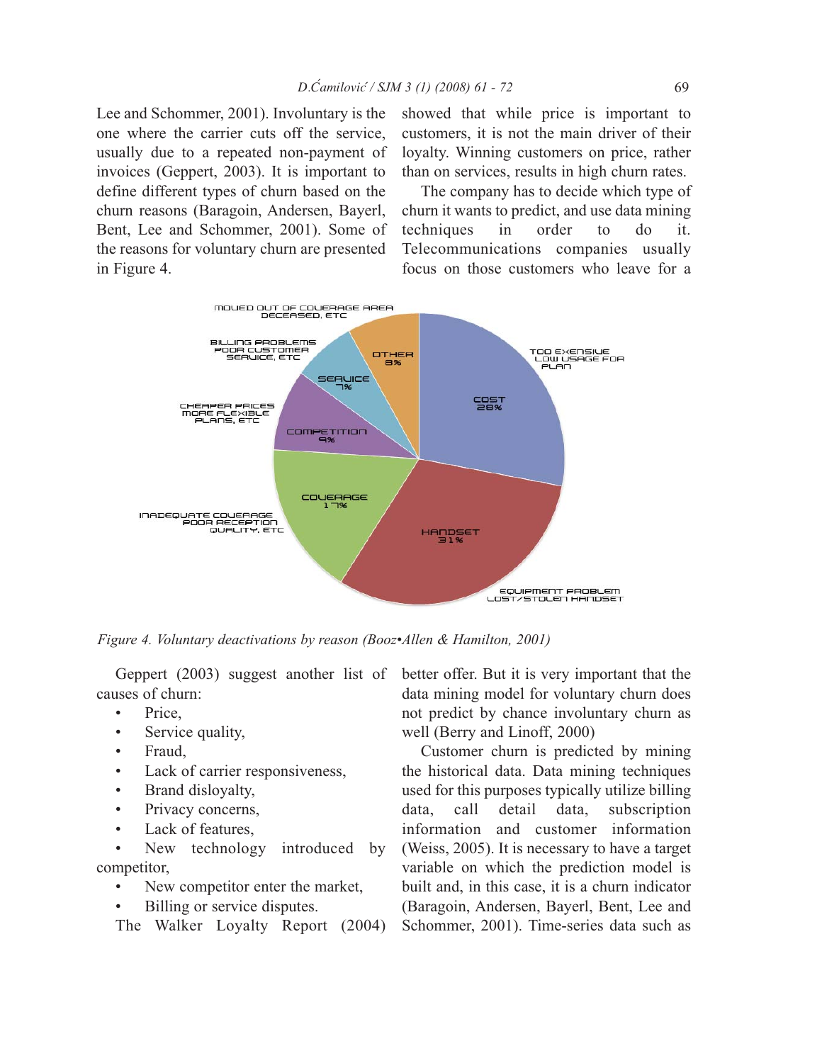Lee and Schommer, 2001). Involuntary is the one where the carrier cuts off the service, usually due to a repeated non-payment of invoices (Geppert, 2003). It is important to define different types of churn based on the churn reasons (Baragoin, Andersen, Bayerl, Bent, Lee and Schommer, 2001). Some of the reasons for voluntary churn are presented in Figure 4.

showed that while price is important to customers, it is not the main driver of their loyalty. Winning customers on price, rather than on services, results in high churn rates.

The company has to decide which type of churn it wants to predict, and use data mining techniques in order to do it. Telecommunications companies usually focus on those customers who leave for a better offer. But it is very important that the data mining model for voluntary churn does not predict by chance involuntary churn as well (Berry and Linoff, 2000)

*Figure 4. Voluntary deactivations by reason (Booz•Allen & Hamilton, 2001)*

Geppert (2003) suggest another list of causes of churn:

- Price,
- Service quality,
- Fraud,
- Lack of carrier responsiveness,
- Brand disloyalty,
- Privacy concerns,
- Lack of features,
- New technology introduced by competitor,
- New competitor enter the market,
- Billing or service disputes.

The Walker Loyalty Report (2004)

Customer churn is predicted by mining the historical data. Data mining techniques used for this purposes typically utilize billing data, call detail data, subscription information and customer information (Weiss, 2005). It is necessary to have a target variable on which the prediction model is built and, in this case, it is a churn indicator (Baragoin, Andersen, Bayerl, Bent, Lee and Schommer, 2001). Time-series data such as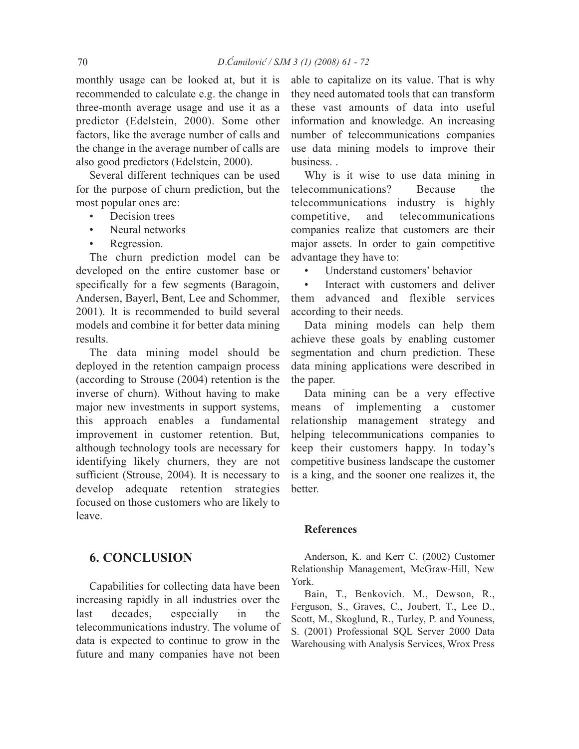monthly usage can be looked at, but it is recommended to calculate e.g. the change in three-month average usage and use it as a predictor (Edelstein, 2000). Some other factors, like the average number of calls and the change in the average number of calls are also good predictors (Edelstein, 2000).

Several different techniques can be used for the purpose of churn prediction, but the most popular ones are:

- Decision trees
- Neural networks
- Regression.

The churn prediction model can be developed on the entire customer base or specifically for a few segments (Baragoin, Andersen, Bayerl, Bent, Lee and Schommer, 2001). It is recommended to build several models and combine it for better data mining results.

The data mining model should be deployed in the retention campaign process (according to Strouse (2004) retention is the inverse of churn). Without having to make major new investments in support systems, this approach enables a fundamental improvement in customer retention. But, although technology tools are necessary for identifying likely churners, they are not sufficient (Strouse, 2004). It is necessary to develop adequate retention strategies focused on those customers who are likely to leave.

## 6. CONCLUSION

Capabilities for collecting data have been increasing rapidly in all industries over the last decades, especially in the telecommunications industry. The volume of data is expected to continue to grow in the future and many companies have not been able to capitalize on its value. That is why they need automated tools that can transform these vast amounts of data into useful information and knowledge. An increasing number of telecommunications companies use data mining models to improve their business. .

Why is it wise to use data mining in telecommunications? Because the telecommunications industry is highly competitive, and telecommunications companies realize that customers are their major assets. In order to gain competitive advantage they have to:

- Understand customers' behavior
- Interact with customers and deliver them advanced and flexible services according to their needs.

Data mining models can help them achieve these goals by enabling customer segmentation and churn prediction. These data mining applications were described in the paper.

Data mining can be a very effective means of implementing a customer relationship management strategy and helping telecommunications companies to keep their customers happy. In today's competitive business landscape the customer is a king, and the sooner one realizes it, the better.

### References

Anderson, K. and Kerr C. (2002) Customer Relationship Management, McGraw-Hill, New York.

Bain, T., Benkovich. M., Dewson, R., Ferguson, S., Graves, C., Joubert, T., Lee D., Scott, M., Skoglund, R., Turley, P. and Youness, S. (2001) Professional SQL Server 2000 Data Warehousing with Analysis Services, Wrox Press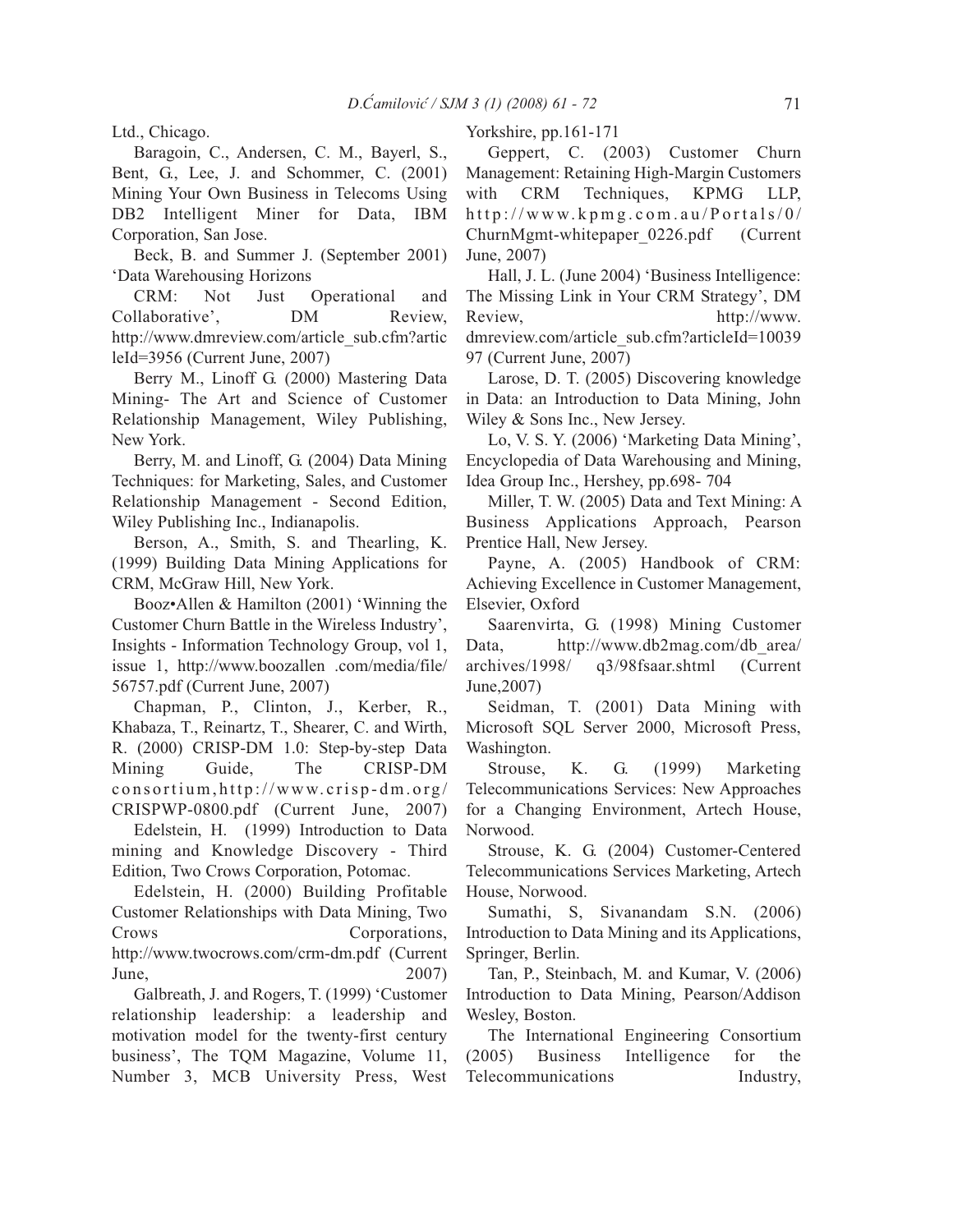Ltd., Chicago.

Baragoin, C., Andersen, C. M., Bayerl, S., Bent, G., Lee, J. and Schommer, C. (2001) Mining Your Own Business in Telecoms Using DB2 Intelligent Miner for Data, IBM Corporation, San Jose.

Beck, B. and Summer J. (September 2001) 'Data Warehousing Horizons

CRM: Not Just Operational and Collaborative', DM Review, http://www.dmreview.com/article_sub.cfm?articleId=3956 (Current June, 2007)

Berry M., Linoff G. (2000) Mastering Data Mining- The Art and Science of Customer Relationship Management, Wiley Publishing, New York.

Berry, M. and Linoff, G. (2004) Data Mining Techniques: for Marketing, Sales, and Customer Relationship Management - Second Edition, Wiley Publishing Inc., Indianapolis.

Berson, A., Smith, S. and Thearling, K. (1999) Building Data Mining Applications for CRM, McGraw Hill, New York.

Booz•Allen & Hamilton (2001) 'Winning the Customer Churn Battle in the Wireless Industry', Insights - Information Technology Group, vol 1, issue 1, http://www.boozallen .com/media/file/56757.pdf (Current June, 2007)

Chapman, P., Clinton, J., Kerber, R., Khabaza, T., Reinartz, T., Shearer, C. and Wirth, R. (2000) CRISP-DM 1.0: Step-by-step Data Mining Guide, The CRISP-DM consortium,http://www.crisp-dm.org/CRISPWP-0800.pdf (Current June, 2007)

Edelstein, H. (1999) Introduction to Data mining and Knowledge Discovery - Third Edition, Two Crows Corporation, Potomac.

Edelstein, H. (2000) Building Profitable Customer Relationships with Data Mining, Two Crows Corporations, http://www.twocrows.com/crm-dm.pdf (Current June, 2007)

Galbreath, J. and Rogers, T. (1999) 'Customer relationship leadership: a leadership and motivation model for the twenty-first century business', The TQM Magazine, Volume 11, Number 3, MCB University Press, West Yorkshire, pp.161-171

Geppert, C. (2003) Customer Churn Management: Retaining High-Margin Customers with CRM Techniques, KPMG LLP, http://www.kpmg.com.au/Portals/0/ChurnMgmt-whitepaper_0226.pdf (Current June, 2007)

Hall, J. L. (June 2004) 'Business Intelligence: The Missing Link in Your CRM Strategy', DM Review, http://www.dmreview.com/article_sub.cfm?articleId=1003997 (Current June, 2007)

Larose, D. T. (2005) Discovering knowledge in Data: an Introduction to Data Mining, John Wiley & Sons Inc., New Jersey.

Lo, V. S. Y. (2006) 'Marketing Data Mining', Encyclopedia of Data Warehousing and Mining, Idea Group Inc., Hershey, pp.698- 704

Miller, T. W. (2005) Data and Text Mining: A Business Applications Approach, Pearson Prentice Hall, New Jersey.

Payne, A. (2005) Handbook of CRM: Achieving Excellence in Customer Management, Elsevier, Oxford

Saarenvirta, G. (1998) Mining Customer Data, http://www.db2mag.com/db_area/archives/1998/ q3/98fsaar.shtml (Current June,2007)

Seidman, T. (2001) Data Mining with Microsoft SQL Server 2000, Microsoft Press, Washington.

Strouse, K. G. (1999) Marketing Telecommunications Services: New Approaches for a Changing Environment, Artech House, Norwood.

Strouse, K. G. (2004) Customer-Centered Telecommunications Services Marketing, Artech House, Norwood.

Sumathi, S, Sivanandam S.N. (2006) Introduction to Data Mining and its Applications, Springer, Berlin.

Tan, P., Steinbach, M. and Kumar, V. (2006) Introduction to Data Mining, Pearson/Addison Wesley, Boston.

The International Engineering Consortium (2005) Business Intelligence for the Telecommunications Industry,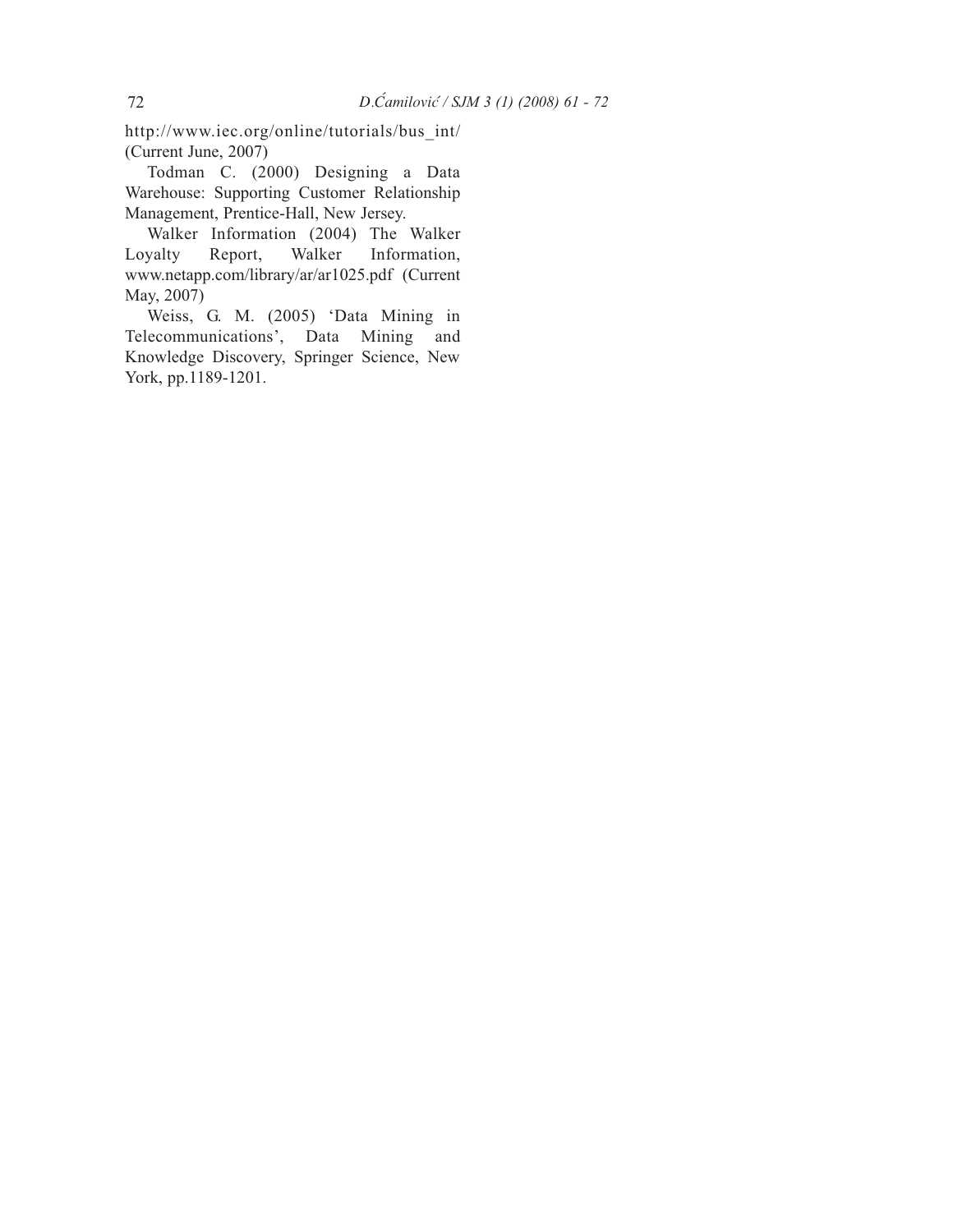http://www.iec.org/online/tutorials/bus_int/ (Current June, 2007)

Todman C. (2000) Designing a Data Warehouse: Supporting Customer Relationship Management, Prentice-Hall, New Jersey.

Walker Information (2004) The Walker Loyalty Report, Walker Information, www.netapp.com/library/ar/ar1025.pdf (Current May, 2007)

Weiss, G. M. (2005) 'Data Mining in Telecommunications', Data Mining and Knowledge Discovery, Springer Science, New York, pp.1189-1201.